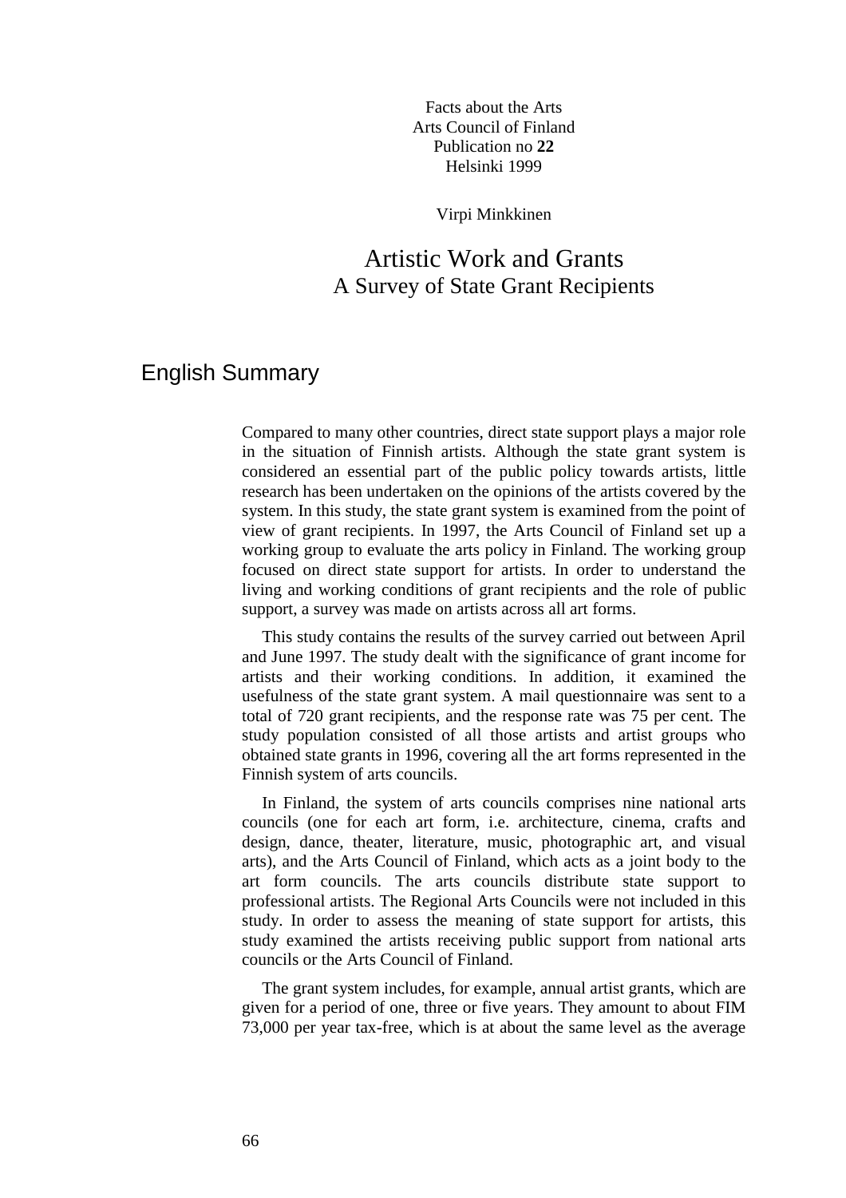Facts about the Arts
Arts Council of Finland
Publication no **22**
Helsinki 1999

Virpi Minkkinen

# Artistic Work and Grants
## A Survey of State Grant Recipients

## English Summary

Compared to many other countries, direct state support plays a major role in the situation of Finnish artists. Although the state grant system is considered an essential part of the public policy towards artists, little research has been undertaken on the opinions of the artists covered by the system. In this study, the state grant system is examined from the point of view of grant recipients. In 1997, the Arts Council of Finland set up a working group to evaluate the arts policy in Finland. The working group focused on direct state support for artists. In order to understand the living and working conditions of grant recipients and the role of public support, a survey was made on artists across all art forms.

This study contains the results of the survey carried out between April and June 1997. The study dealt with the significance of grant income for artists and their working conditions. In addition, it examined the usefulness of the state grant system. A mail questionnaire was sent to a total of 720 grant recipients, and the response rate was 75 per cent. The study population consisted of all those artists and artist groups who obtained state grants in 1996, covering all the art forms represented in the Finnish system of arts councils.

In Finland, the system of arts councils comprises nine national arts councils (one for each art form, i.e. architecture, cinema, crafts and design, dance, theater, literature, music, photographic art, and visual arts), and the Arts Council of Finland, which acts as a joint body to the art form councils. The arts councils distribute state support to professional artists. The Regional Arts Councils were not included in this study. In order to assess the meaning of state support for artists, this study examined the artists receiving public support from national arts councils or the Arts Council of Finland.

The grant system includes, for example, annual artist grants, which are given for a period of one, three or five years. They amount to about FIM 73,000 per year tax-free, which is at about the same level as the average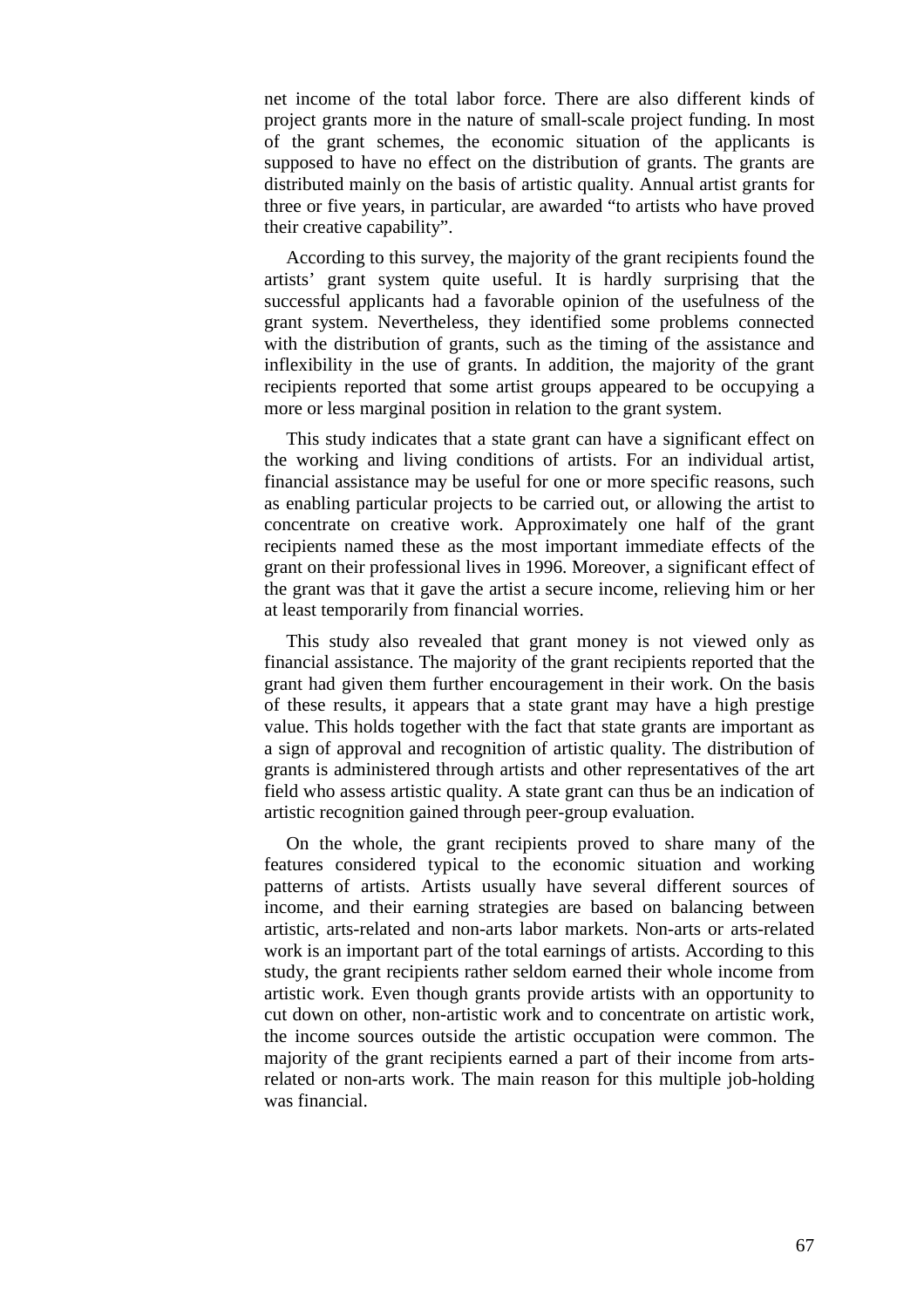net income of the total labor force. There are also different kinds of project grants more in the nature of small-scale project funding. In most of the grant schemes, the economic situation of the applicants is supposed to have no effect on the distribution of grants. The grants are distributed mainly on the basis of artistic quality. Annual artist grants for three or five years, in particular, are awarded "to artists who have proved their creative capability".

According to this survey, the majority of the grant recipients found the artists' grant system quite useful. It is hardly surprising that the successful applicants had a favorable opinion of the usefulness of the grant system. Nevertheless, they identified some problems connected with the distribution of grants, such as the timing of the assistance and inflexibility in the use of grants. In addition, the majority of the grant recipients reported that some artist groups appeared to be occupying a more or less marginal position in relation to the grant system.

This study indicates that a state grant can have a significant effect on the working and living conditions of artists. For an individual artist, financial assistance may be useful for one or more specific reasons, such as enabling particular projects to be carried out, or allowing the artist to concentrate on creative work. Approximately one half of the grant recipients named these as the most important immediate effects of the grant on their professional lives in 1996. Moreover, a significant effect of the grant was that it gave the artist a secure income, relieving him or her at least temporarily from financial worries.

This study also revealed that grant money is not viewed only as financial assistance. The majority of the grant recipients reported that the grant had given them further encouragement in their work. On the basis of these results, it appears that a state grant may have a high prestige value. This holds together with the fact that state grants are important as a sign of approval and recognition of artistic quality. The distribution of grants is administered through artists and other representatives of the art field who assess artistic quality. A state grant can thus be an indication of artistic recognition gained through peer-group evaluation.

On the whole, the grant recipients proved to share many of the features considered typical to the economic situation and working patterns of artists. Artists usually have several different sources of income, and their earning strategies are based on balancing between artistic, arts-related and non-arts labor markets. Non-arts or arts-related work is an important part of the total earnings of artists. According to this study, the grant recipients rather seldom earned their whole income from artistic work. Even though grants provide artists with an opportunity to cut down on other, non-artistic work and to concentrate on artistic work, the income sources outside the artistic occupation were common. The majority of the grant recipients earned a part of their income from arts-related or non-arts work. The main reason for this multiple job-holding was financial.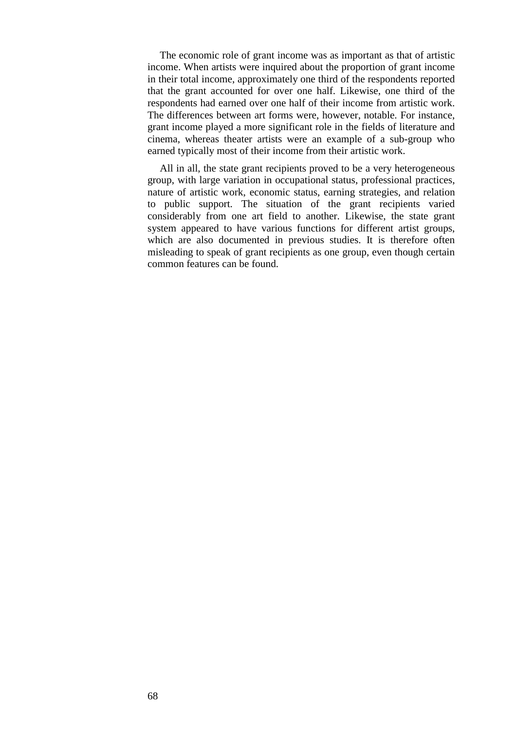The economic role of grant income was as important as that of artistic income. When artists were inquired about the proportion of grant income in their total income, approximately one third of the respondents reported that the grant accounted for over one half. Likewise, one third of the respondents had earned over one half of their income from artistic work. The differences between art forms were, however, notable. For instance, grant income played a more significant role in the fields of literature and cinema, whereas theater artists were an example of a sub-group who earned typically most of their income from their artistic work.

All in all, the state grant recipients proved to be a very heterogeneous group, with large variation in occupational status, professional practices, nature of artistic work, economic status, earning strategies, and relation to public support. The situation of the grant recipients varied considerably from one art field to another. Likewise, the state grant system appeared to have various functions for different artist groups, which are also documented in previous studies. It is therefore often misleading to speak of grant recipients as one group, even though certain common features can be found.